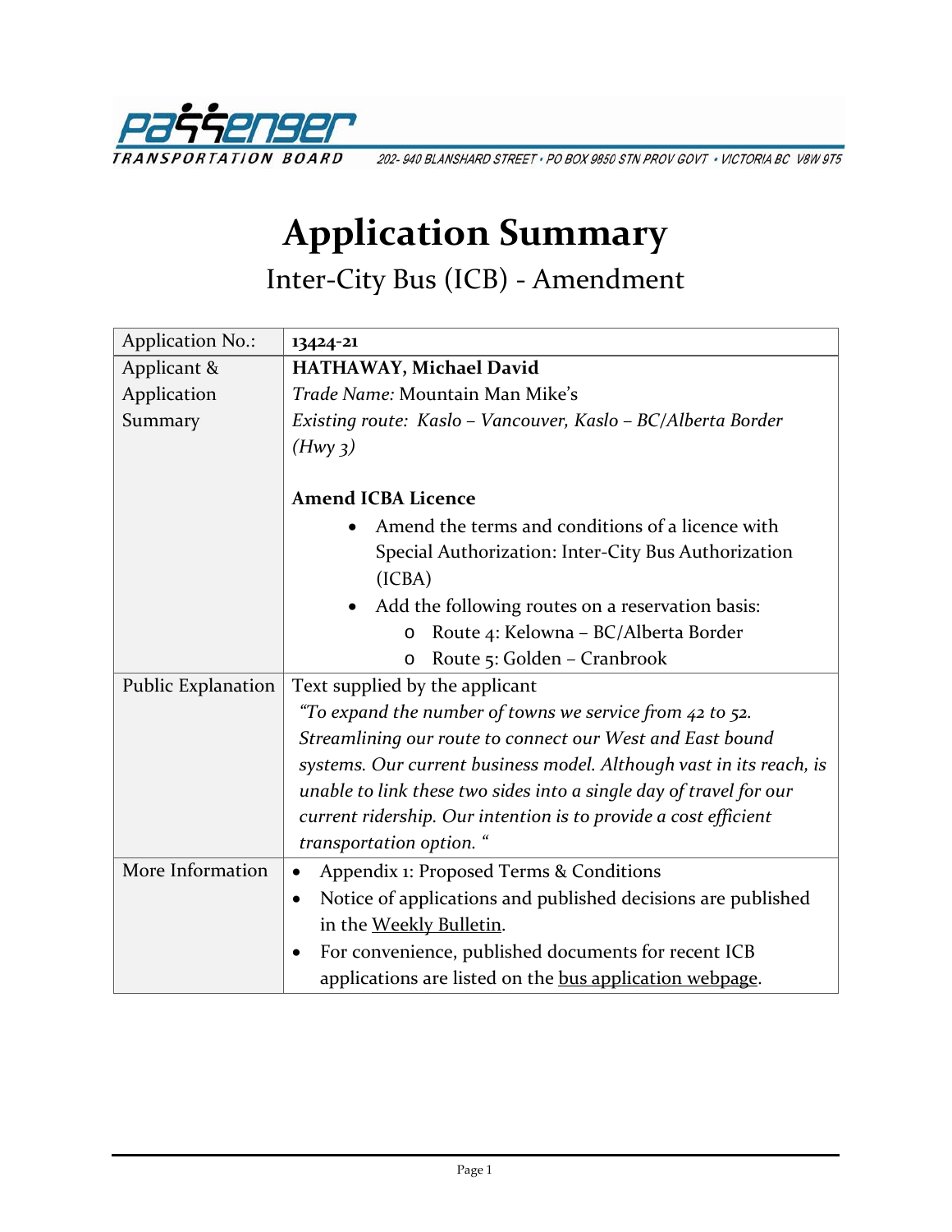PASSENGER TRANSPORTATION BOARD 202- 940 BLANSHARD STREET • PO BOX 9850 STN PROV GOVT • VICTORIA BC V8W 9T5

# Application Summary

## Inter-City Bus (ICB) - Amendment

| Application No.: | **13424-21** |
|---|---|
| Applicant & Application Summary | **HATHAWAY, Michael David**<br>*Trade Name:* Mountain Man Mike's<br>*Existing route: Kaslo – Vancouver, Kaslo – BC/Alberta Border (Hwy 3)*<br><br>**Amend ICBA Licence**<br>• Amend the terms and conditions of a licence with Special Authorization: Inter-City Bus Authorization (ICBA)<br>• Add the following routes on a reservation basis:<br>  o Route 4: Kelowna – BC/Alberta Border<br>  o Route 5: Golden – Cranbrook |
| Public Explanation | Text supplied by the applicant<br>*"To expand the number of towns we service from 42 to 52. Streamlining our route to connect our West and East bound systems. Our current business model. Although vast in its reach, is unable to link these two sides into a single day of travel for our current ridership. Our intention is to provide a cost efficient transportation option. "* |
| More Information | • Appendix 1: Proposed Terms & Conditions<br>• Notice of applications and published decisions are published in the Weekly Bulletin.<br>• For convenience, published documents for recent ICB applications are listed on the bus application webpage. |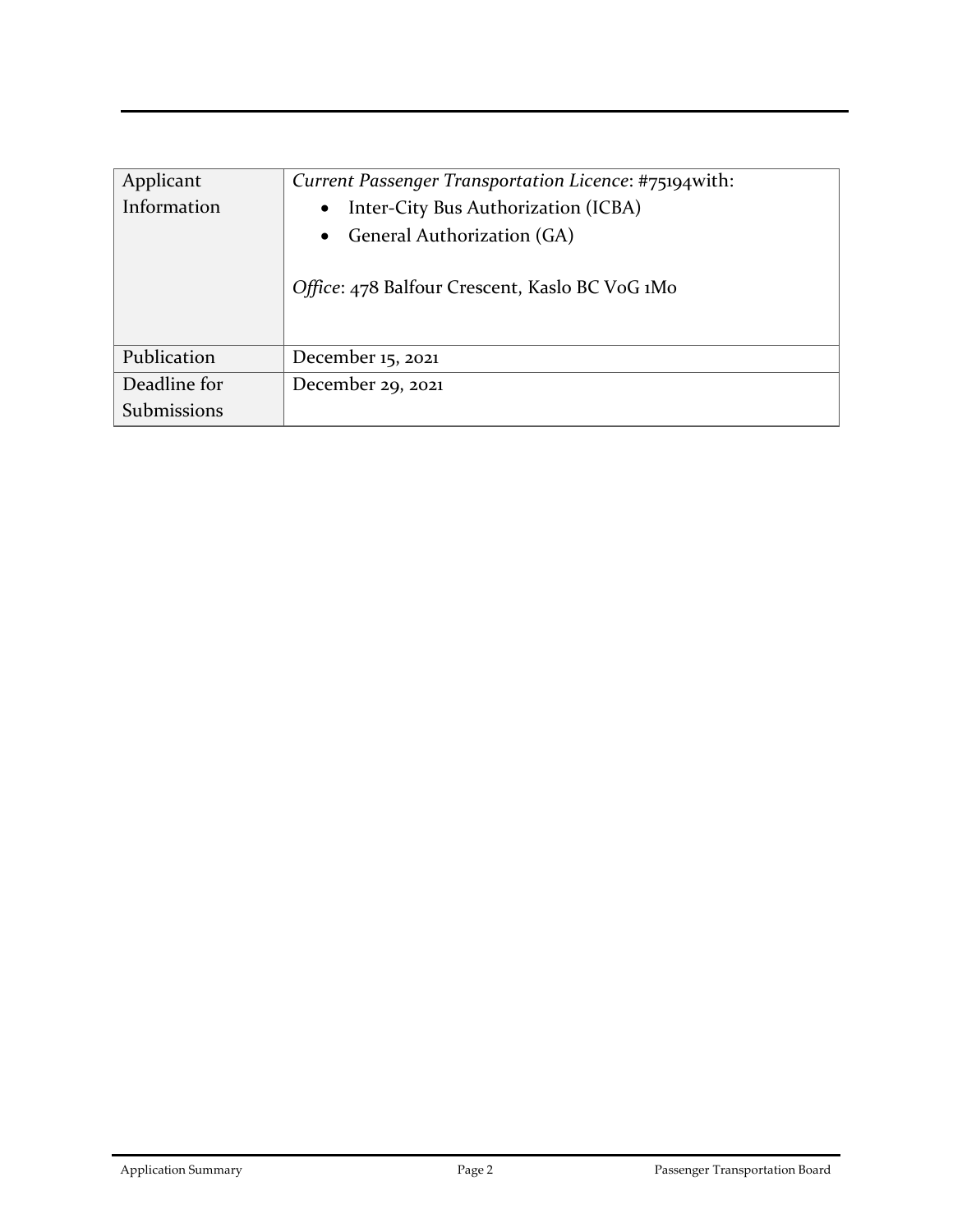| Applicant Information | *Current Passenger Transportation Licence*: #75194with:<br>• Inter-City Bus Authorization (ICBA)<br>• General Authorization (GA)<br><br>*Office*: 478 Balfour Crescent, Kaslo BC V0G 1M0 |
|---|---|
| Publication | December 15, 2021 |
| Deadline for Submissions | December 29, 2021 |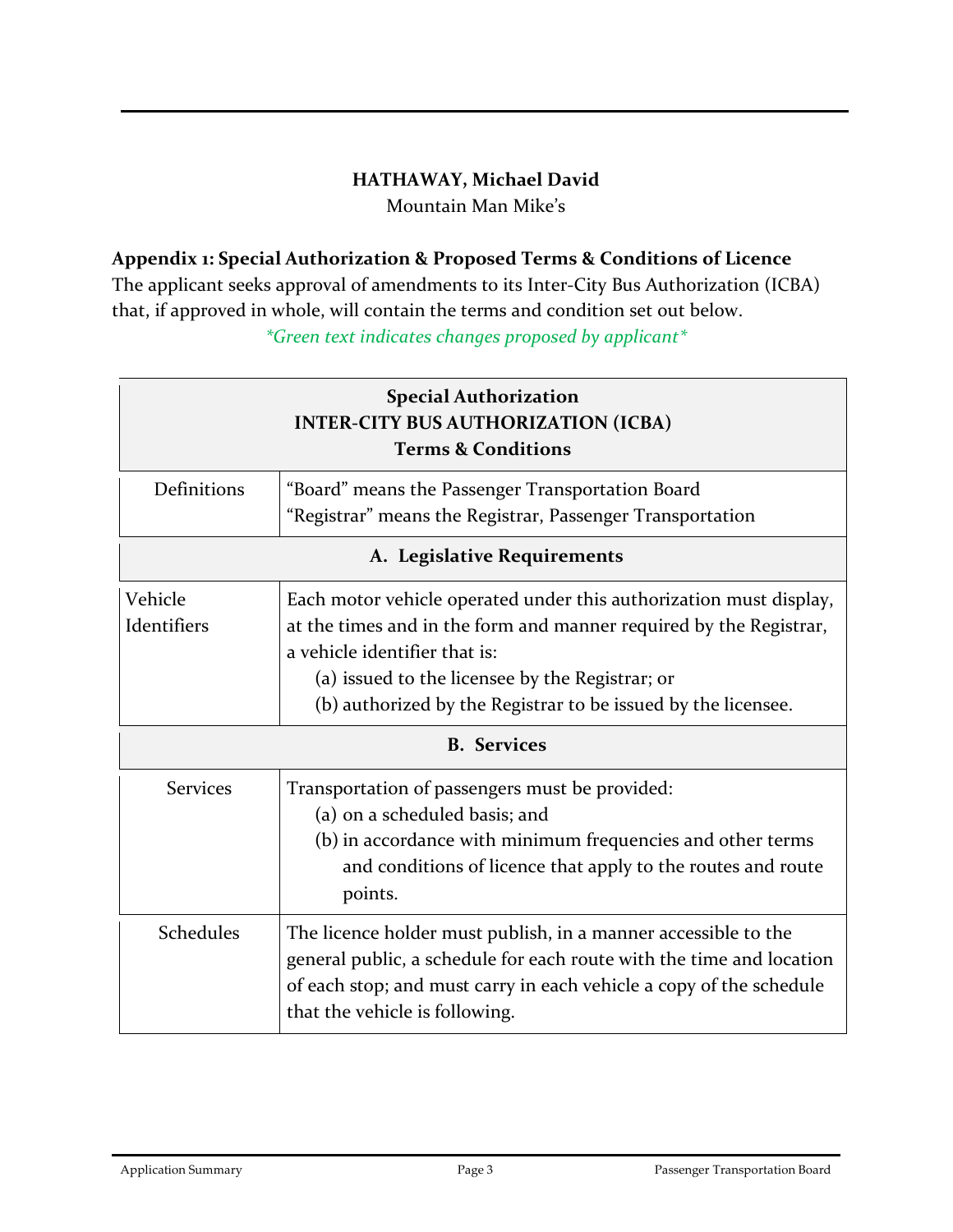**HATHAWAY, Michael David**
Mountain Man Mike's

**Appendix 1: Special Authorization & Proposed Terms & Conditions of Licence**
The applicant seeks approval of amendments to its Inter-City Bus Authorization (ICBA) that, if approved in whole, will contain the terms and condition set out below.

*\*Green text indicates changes proposed by applicant\**

| **Special Authorization**<br>**INTER-CITY BUS AUTHORIZATION (ICBA)**<br>**Terms & Conditions** | |
|---|---|
| Definitions | "Board" means the Passenger Transportation Board<br>"Registrar" means the Registrar, Passenger Transportation |
| **A. Legislative Requirements** | |
| Vehicle Identifiers | Each motor vehicle operated under this authorization must display, at the times and in the form and manner required by the Registrar, a vehicle identifier that is:<br>(a) issued to the licensee by the Registrar; or<br>(b) authorized by the Registrar to be issued by the licensee. |
| **B. Services** | |
| Services | Transportation of passengers must be provided:<br>(a) on a scheduled basis; and<br>(b) in accordance with minimum frequencies and other terms and conditions of licence that apply to the routes and route points. |
| Schedules | The licence holder must publish, in a manner accessible to the general public, a schedule for each route with the time and location of each stop; and must carry in each vehicle a copy of the schedule that the vehicle is following. |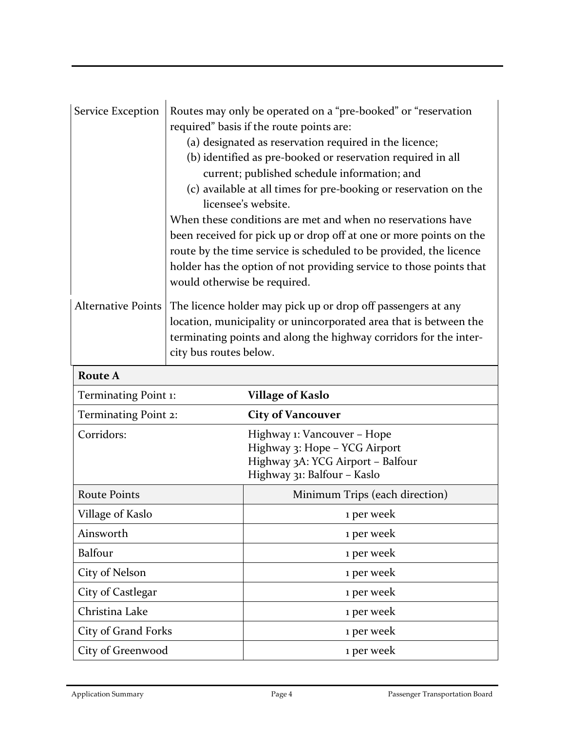| | |
|---|---|
| Service Exception | Routes may only be operated on a "pre-booked" or "reservation required" basis if the route points are:<br>(a) designated as reservation required in the licence;<br>(b) identified as pre-booked or reservation required in all current; published schedule information; and<br>(c) available at all times for pre-booking or reservation on the licensee's website.<br>When these conditions are met and when no reservations have been received for pick up or drop off at one or more points on the route by the time service is scheduled to be provided, the licence holder has the option of not providing service to those points that would otherwise be required. |
| Alternative Points | The licence holder may pick up or drop off passengers at any location, municipality or unincorporated area that is between the terminating points and along the highway corridors for the inter-city bus routes below. |

| **Route A** | |
|---|---|
| Terminating Point 1: | **Village of Kaslo** |
| Terminating Point 2: | **City of Vancouver** |
| Corridors: | Highway 1: Vancouver – Hope<br>Highway 3: Hope – YCG Airport<br>Highway 3A: YCG Airport – Balfour<br>Highway 31: Balfour – Kaslo |
| Route Points | Minimum Trips (each direction) |
| Village of Kaslo | 1 per week |
| Ainsworth | 1 per week |
| Balfour | 1 per week |
| City of Nelson | 1 per week |
| City of Castlegar | 1 per week |
| Christina Lake | 1 per week |
| City of Grand Forks | 1 per week |
| City of Greenwood | 1 per week |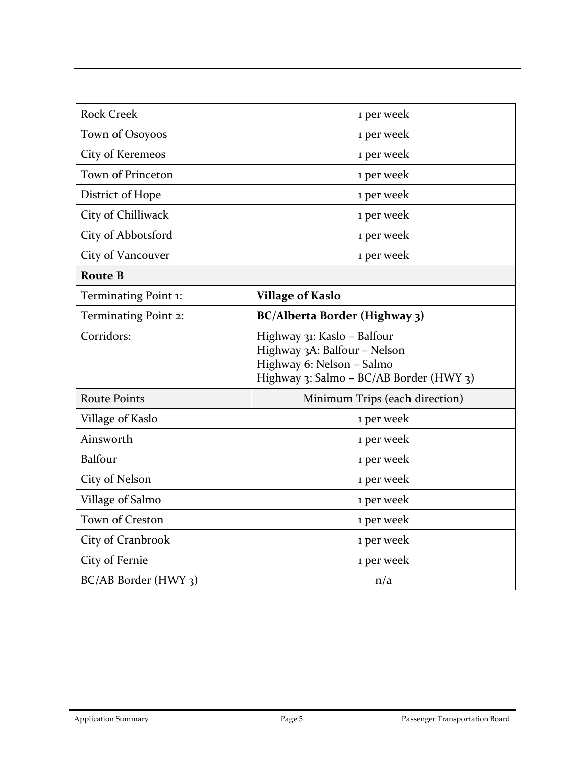| | |
|---|---|
| Rock Creek | 1 per week |
| Town of Osoyoos | 1 per week |
| City of Keremeos | 1 per week |
| Town of Princeton | 1 per week |
| District of Hope | 1 per week |
| City of Chilliwack | 1 per week |
| City of Abbotsford | 1 per week |
| City of Vancouver | 1 per week |
| **Route B** | |
| Terminating Point 1: | **Village of Kaslo** |
| Terminating Point 2: | **BC/Alberta Border (Highway 3)** |
| Corridors: | Highway 31: Kaslo – Balfour<br>Highway 3A: Balfour – Nelson<br>Highway 6: Nelson – Salmo<br>Highway 3: Salmo – BC/AB Border (HWY 3) |
| Route Points | Minimum Trips (each direction) |
| Village of Kaslo | 1 per week |
| Ainsworth | 1 per week |
| Balfour | 1 per week |
| City of Nelson | 1 per week |
| Village of Salmo | 1 per week |
| Town of Creston | 1 per week |
| City of Cranbrook | 1 per week |
| City of Fernie | 1 per week |
| BC/AB Border (HWY 3) | n/a |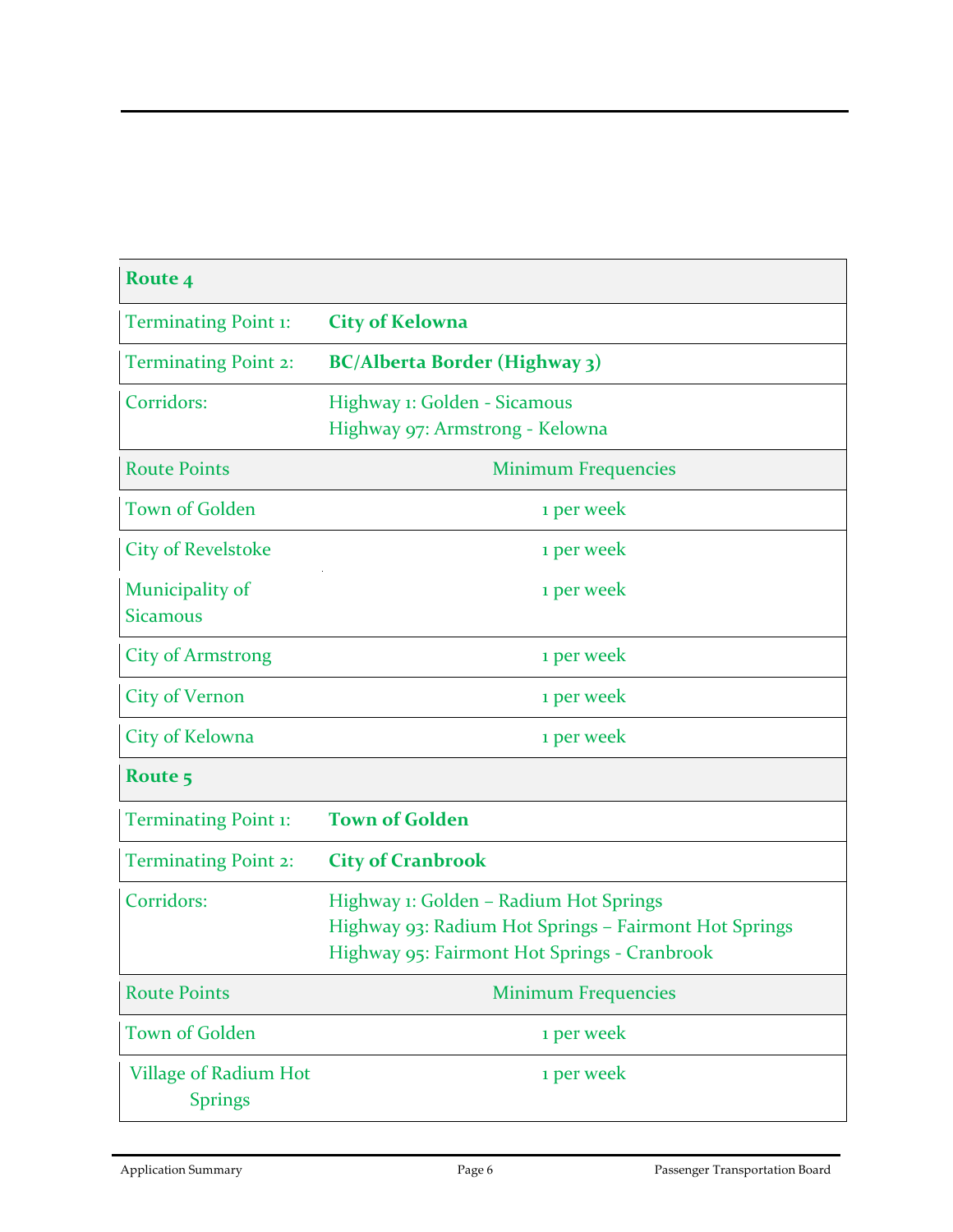| **Route 4** | |
|---|---|
| Terminating Point 1: | **City of Kelowna** |
| Terminating Point 2: | **BC/Alberta Border (Highway 3)** |
| Corridors: | Highway 1: Golden - Sicamous<br>Highway 97: Armstrong - Kelowna |
| Route Points | Minimum Frequencies |
| Town of Golden | 1 per week |
| City of Revelstoke | 1 per week |
| Municipality of Sicamous | 1 per week |
| City of Armstrong | 1 per week |
| City of Vernon | 1 per week |
| City of Kelowna | 1 per week |
| **Route 5** | |
| Terminating Point 1: | **Town of Golden** |
| Terminating Point 2: | **City of Cranbrook** |
| Corridors: | Highway 1: Golden – Radium Hot Springs<br>Highway 93: Radium Hot Springs – Fairmont Hot Springs<br>Highway 95: Fairmont Hot Springs - Cranbrook |
| Route Points | Minimum Frequencies |
| Town of Golden | 1 per week |
| Village of Radium Hot Springs | 1 per week |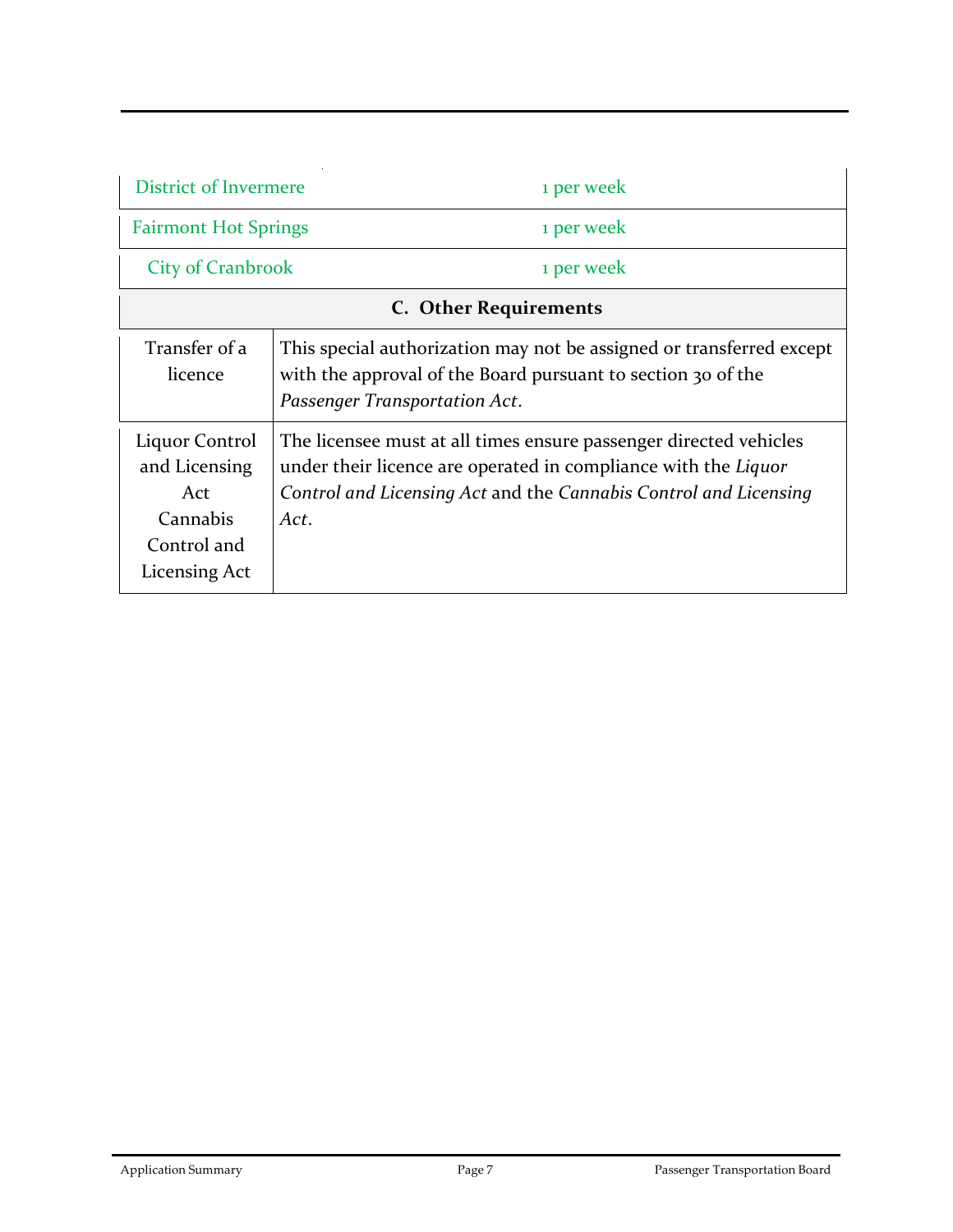| | |
|---|---|
| District of Invermere | 1 per week |
| Fairmont Hot Springs | 1 per week |
| City of Cranbrook | 1 per week |

**C. Other Requirements**

| | |
|---|---|
| Transfer of a licence | This special authorization may not be assigned or transferred except with the approval of the Board pursuant to section 30 of the *Passenger Transportation Act*. |
| Liquor Control and Licensing Act Cannabis Control and Licensing Act | The licensee must at all times ensure passenger directed vehicles under their licence are operated in compliance with the *Liquor Control and Licensing Act* and the *Cannabis Control and Licensing Act*. |